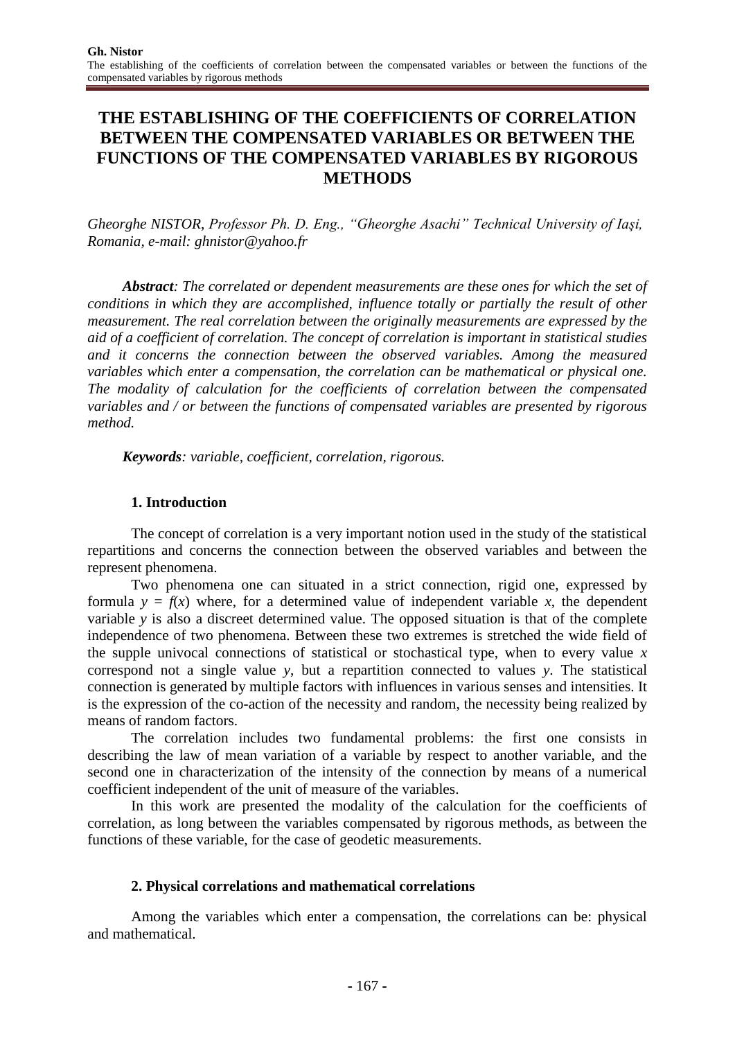# THE ESTABLISHING OF THE COEFFICIENTS OF CORRELATION BETWEEN THE COMPENSATED VARIABLES OR BETWEEN THE FUNCTIONS OF THE COMPENSATED VARIABLES BY RIGOROUS METHODS

*Gheorghe NISTOR, Professor Ph. D. Eng., "Gheorghe Asachi" Technical University of Iaşi, Romania, e-mail: ghnistor@yahoo.fr*

***Abstract**: The correlated or dependent measurements are these ones for which the set of conditions in which they are accomplished, influence totally or partially the result of other measurement. The real correlation between the originally measurements are expressed by the aid of a coefficient of correlation. The concept of correlation is important in statistical studies and it concerns the connection between the observed variables. Among the measured variables which enter a compensation, the correlation can be mathematical or physical one. The modality of calculation for the coefficients of correlation between the compensated variables and / or between the functions of compensated variables are presented by rigorous method.*

***Keywords**: variable, coefficient, correlation, rigorous.*

## 1. Introduction

The concept of correlation is a very important notion used in the study of the statistical repartitions and concerns the connection between the observed variables and between the represent phenomena.

Two phenomena one can situated in a strict connection, rigid one, expressed by formula $y = f(x)$ where, for a determined value of independent variable $x$, the dependent variable $y$ is also a discreet determined value. The opposed situation is that of the complete independence of two phenomena. Between these two extremes is stretched the wide field of the supple univocal connections of statistical or stochastical type, when to every value $x$ correspond not a single value $y$, but a repartition connected to values $y$. The statistical connection is generated by multiple factors with influences in various senses and intensities. It is the expression of the co-action of the necessity and random, the necessity being realized by means of random factors.

The correlation includes two fundamental problems: the first one consists in describing the law of mean variation of a variable by respect to another variable, and the second one in characterization of the intensity of the connection by means of a numerical coefficient independent of the unit of measure of the variables.

In this work are presented the modality of the calculation for the coefficients of correlation, as long between the variables compensated by rigorous methods, as between the functions of these variable, for the case of geodetic measurements.

## 2. Physical correlations and mathematical correlations

Among the variables which enter a compensation, the correlations can be: physical and mathematical.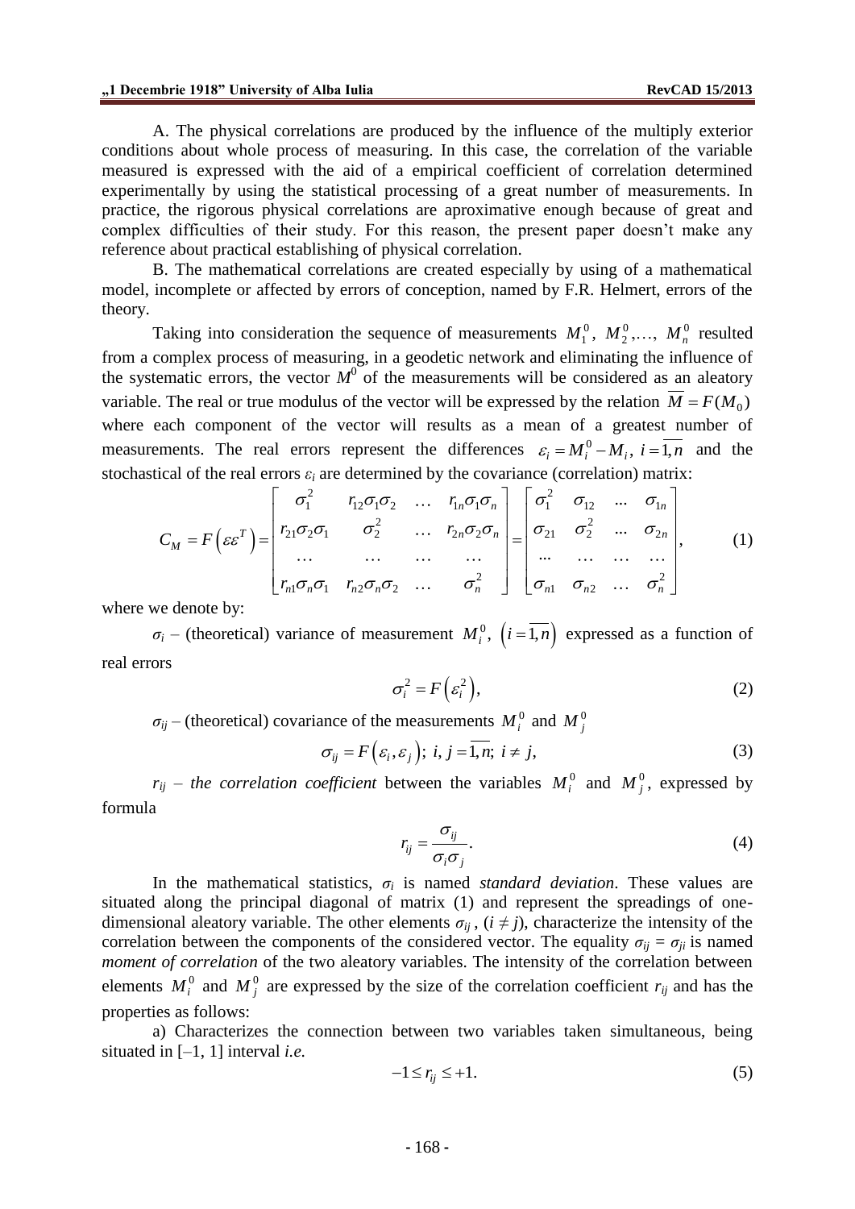A. The physical correlations are produced by the influence of the multiply exterior conditions about whole process of measuring. In this case, the correlation of the variable measured is expressed with the aid of a empirical coefficient of correlation determined experimentally by using the statistical processing of a great number of measurements. In practice, the rigorous physical correlations are aproximative enough because of great and complex difficulties of their study. For this reason, the present paper doesn't make any reference about practical establishing of physical correlation.

B. The mathematical correlations are created especially by using of a mathematical model, incomplete or affected by errors of conception, named by F.R. Helmert, errors of the theory.

Taking into consideration the sequence of measurements $M_1^0,\ M_2^0, \ldots,\ M_n^0$ resulted from a complex process of measuring, in a geodetic network and eliminating the influence of the systematic errors, the vector $M^0$ of the measurements will be considered as an aleatory variable. The real or true modulus of the vector will be expressed by the relation $\overline{M} = F(M_0)$ where each component of the vector will results as a mean of a greatest number of measurements. The real errors represent the differences $\varepsilon_i = M_i^0 - M_i,\ i = \overline{1,n}$ and the stochastical of the real errors $\varepsilon_i$ are determined by the covariance (correlation) matrix:

$$C_M = F\left(\varepsilon\varepsilon^T\right) = \begin{bmatrix} \sigma_1^2 & r_{12}\sigma_1\sigma_2 & \ldots & r_{1n}\sigma_1\sigma_n \\ r_{21}\sigma_2\sigma_1 & \sigma_2^2 & \ldots & r_{2n}\sigma_2\sigma_n \\ \ldots & \ldots & \ldots & \ldots \\ r_{n1}\sigma_n\sigma_1 & r_{n2}\sigma_n\sigma_2 & \ldots & \sigma_n^2 \end{bmatrix} = \begin{bmatrix} \sigma_1^2 & \sigma_{12} & \ldots & \sigma_{1n} \\ \sigma_{21} & \sigma_2^2 & \ldots & \sigma_{2n} \\ \ldots & \ldots & \ldots & \ldots \\ \sigma_{n1} & \sigma_{n2} & \ldots & \sigma_n^2 \end{bmatrix}, \tag{1}$$

where we denote by:

$\sigma_i$ – (theoretical) variance of measurement $M_i^0,\ \left(i = \overline{1,n}\right)$ expressed as a function of real errors

$$\sigma_i^2 = F\left(\varepsilon_i^2\right), \tag{2}$$

$\sigma_{ij}$ – (theoretical) covariance of the measurements $M_i^0$ and $M_j^0$

$$\sigma_{ij} = F\left(\varepsilon_i, \varepsilon_j\right);\ i, j = \overline{1,n};\ i \neq j, \tag{3}$$

$r_{ij}$ – *the correlation coefficient* between the variables $M_i^0$ and $M_j^0$, expressed by formula

$$r_{ij} = \frac{\sigma_{ij}}{\sigma_i \sigma_j}. \tag{4}$$

In the mathematical statistics, $\sigma_i$ is named *standard deviation*. These values are situated along the principal diagonal of matrix (1) and represent the spreadings of one-dimensional aleatory variable. The other elements $\sigma_{ij}$, $(i \neq j)$, characterize the intensity of the correlation between the components of the considered vector. The equality $\sigma_{ij} = \sigma_{ji}$ is named *moment of correlation* of the two aleatory variables. The intensity of the correlation between elements $M_i^0$ and $M_j^0$ are expressed by the size of the correlation coefficient $r_{ij}$ and has the properties as follows:

a) Characterizes the connection between two variables taken simultaneous, being situated in [–1, 1] interval *i.e.*

$$-1 \leq r_{ij} \leq +1. \tag{5}$$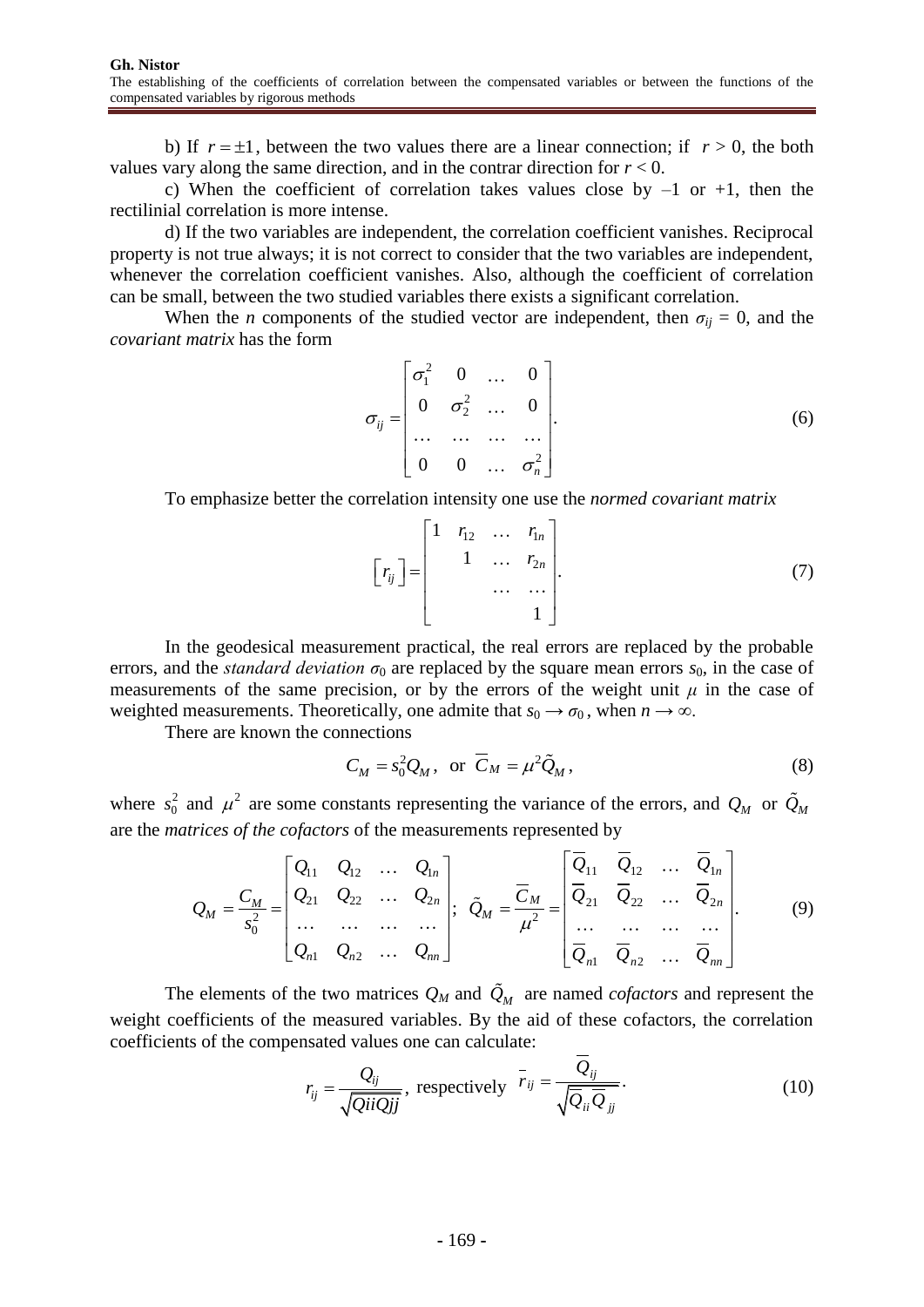b) If $r = \pm 1$, between the two values there are a linear connection; if $r > 0$, the both values vary along the same direction, and in the contrar direction for $r < 0$.

c) When the coefficient of correlation takes values close by –1 or +1, then the rectilinial correlation is more intense.

d) If the two variables are independent, the correlation coefficient vanishes. Reciprocal property is not true always; it is not correct to consider that the two variables are independent, whenever the correlation coefficient vanishes. Also, although the coefficient of correlation can be small, between the two studied variables there exists a significant correlation.

When the $n$ components of the studied vector are independent, then $\sigma_{ij} = 0$, and the *covariant matrix* has the form

$$\sigma_{ij} = \begin{bmatrix} \sigma_1^2 & 0 & \dots & 0 \\ 0 & \sigma_2^2 & \dots & 0 \\ \dots & \dots & \dots & \dots \\ 0 & 0 & \dots & \sigma_n^2 \end{bmatrix}. \tag{6}$$

To emphasize better the correlation intensity one use the *normed covariant matrix*

$$\left[ r_{ij} \right] = \begin{bmatrix} 1 & r_{12} & \dots & r_{1n} \\ & 1 & \dots & r_{2n} \\ & & \dots & \dots \\ & & & 1 \end{bmatrix}. \tag{7}$$

In the geodesical measurement practical, the real errors are replaced by the probable errors, and the *standard deviation* $\sigma_0$ are replaced by the square mean errors $s_0$, in the case of measurements of the same precision, or by the errors of the weight unit $\mu$ in the case of weighted measurements. Theoretically, one admite that $s_0 \rightarrow \sigma_0$, when $n \rightarrow \infty$.

There are known the connections

$$C_M = s_0^2 Q_M, \text{ or } \overline{C}_M = \mu^2 \tilde{Q}_M, \tag{8}$$

where $s_0^2$ and $\mu^2$ are some constants representing the variance of the errors, and $Q_M$ or $\tilde{Q}_M$ are the *matrices of the cofactors* of the measurements represented by

$$Q_M = \frac{C_M}{s_0^2} = \begin{bmatrix} Q_{11} & Q_{12} & \dots & Q_{1n} \\ Q_{21} & Q_{22} & \dots & Q_{2n} \\ \dots & \dots & \dots & \dots \\ Q_{n1} & Q_{n2} & \dots & Q_{nn} \end{bmatrix}; \; \tilde{Q}_M = \frac{\overline{C}_M}{\mu^2} = \begin{bmatrix} \overline{Q}_{11} & \overline{Q}_{12} & \dots & \overline{Q}_{1n} \\ \overline{Q}_{21} & \overline{Q}_{22} & \dots & \overline{Q}_{2n} \\ \dots & \dots & \dots & \dots \\ \overline{Q}_{n1} & \overline{Q}_{n2} & \dots & \overline{Q}_{nn} \end{bmatrix}. \tag{9}$$

The elements of the two matrices $Q_M$ and $\tilde{Q}_M$ are named *cofactors* and represent the weight coefficients of the measured variables. By the aid of these cofactors, the correlation coefficients of the compensated values one can calculate:

$$r_{ij} = \frac{Q_{ij}}{\sqrt{QiiQjj}}, \text{ respectively } \overline{r}_{ij} = \frac{\overline{Q}_{ij}}{\sqrt{\overline{Q}_{ii}\overline{Q}_{jj}}}. \tag{10}$$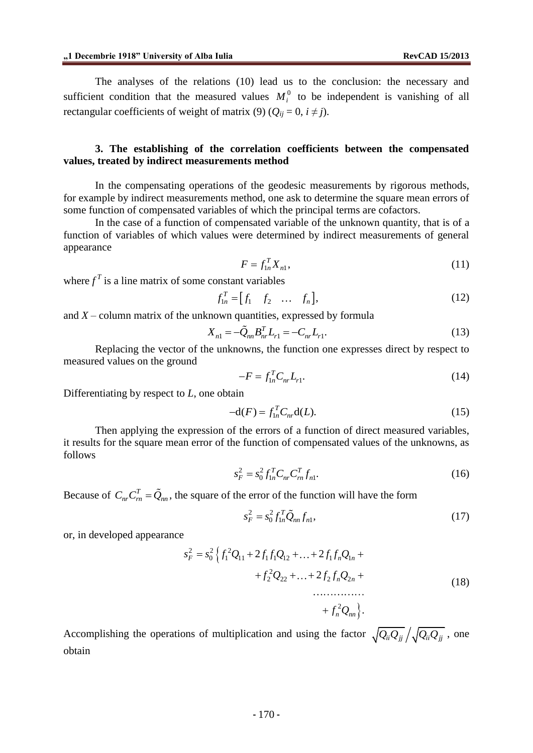The analyses of the relations (10) lead us to the conclusion: the necessary and sufficient condition that the measured values $M_i^0$ to be independent is vanishing of all rectangular coefficients of weight of matrix (9) ($Q_{ij} = 0$, $i \neq j$).

### 3. The establishing of the correlation coefficients between the compensated values, treated by indirect measurements method

In the compensating operations of the geodesic measurements by rigorous methods, for example by indirect measurements method, one ask to determine the square mean errors of some function of compensated variables of which the principal terms are cofactors.

In the case of a function of compensated variable of the unknown quantity, that is of a function of variables of which values were determined by indirect measurements of general appearance

$$F = f_{1n}^T X_{n1}, \tag{11}$$

where $f^T$ is a line matrix of some constant variables

$$f_{1n}^T = \begin{bmatrix} f_1 & f_2 & \dots & f_n \end{bmatrix}, \tag{12}$$

and $X$ – column matrix of the unknown quantities, expressed by formula

$$X_{n1} = -\tilde{Q}_{nn} B_{nr}^T L_{r1} = -C_{nr} L_{r1}. \tag{13}$$

Replacing the vector of the unknowns, the function one expresses direct by respect to measured values on the ground

$$-F = f_{1n}^T C_{nr} L_{r1}. \tag{14}$$

Differentiating by respect to $L$, one obtain

$$-\mathrm{d}(F) = f_{1n}^T C_{nr} \mathrm{d}(L). \tag{15}$$

Then applying the expression of the errors of a function of direct measured variables, it results for the square mean error of the function of compensated values of the unknowns, as follows

$$s_F^2 = s_0^2 f_{1n}^T C_{nr} C_{rn}^T f_{n1}. \tag{16}$$

Because of $C_{nr} C_{rn}^T = \tilde{Q}_{nn}$, the square of the error of the function will have the form

$$s_F^2 = s_0^2 f_{1n}^T \tilde{Q}_{nn} f_{n1}, \tag{17}$$

or, in developed appearance

$$\begin{aligned} s_F^2 = s_0^2 \Big\{ & f_1^2 Q_{11} + 2 f_1 f_1 Q_{12} + \ldots + 2 f_1 f_n Q_{1n} + \\ & + f_2^2 Q_{22} + \ldots + 2 f_2 f_n Q_{2n} + \\ & \ldots\ldots\ldots\ldots \\ & + f_n^2 Q_{nn} \Big\}. \end{aligned} \tag{18}$$

Accomplishing the operations of multiplication and using the factor $\sqrt{Q_{ii} Q_{jj}} \big/ \sqrt{Q_{ii} Q_{jj}}$, one obtain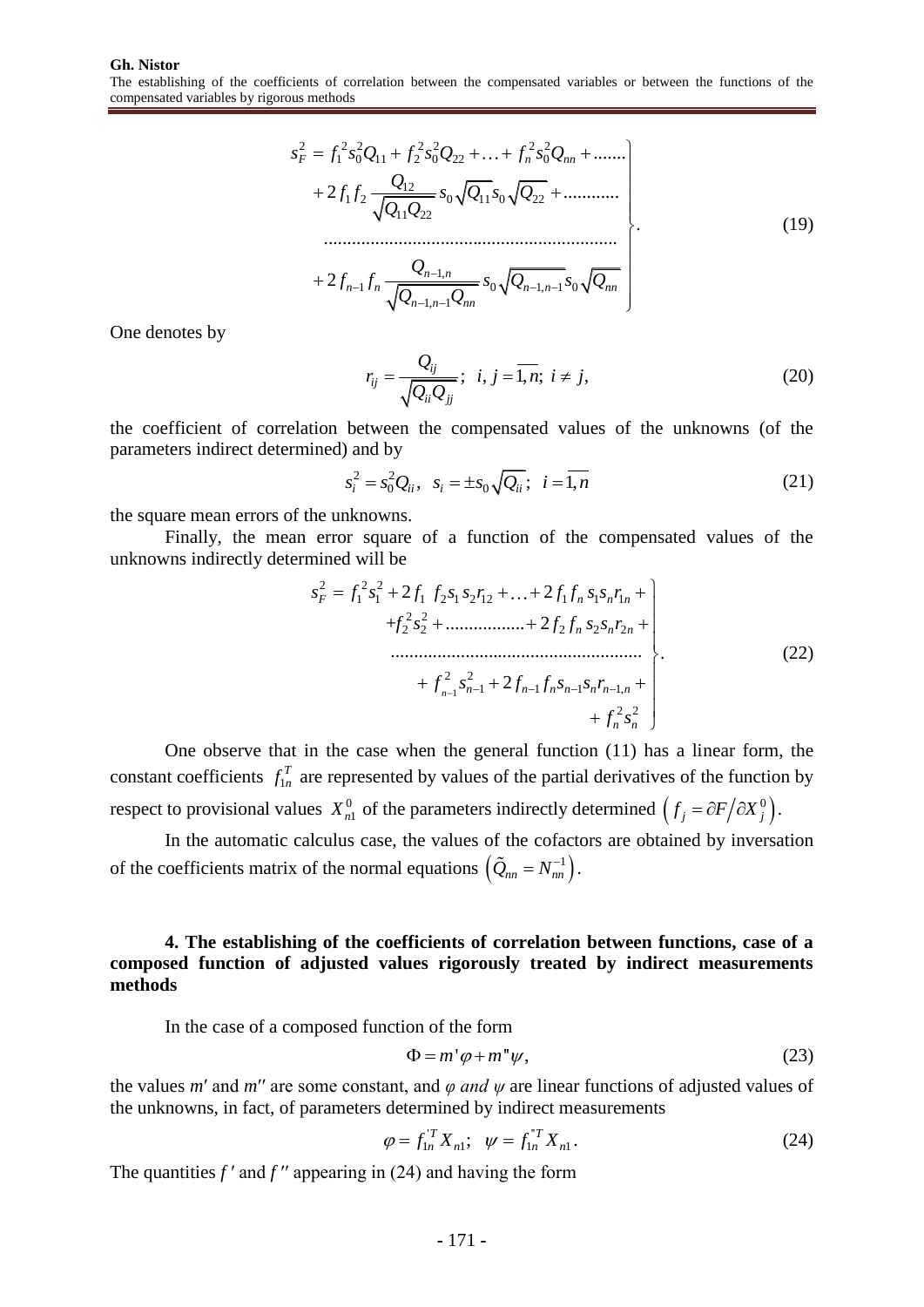$$
\left.\begin{array}{l}
s_F^2 = f_1^2 s_0^2 Q_{11} + f_2^2 s_0^2 Q_{22} + \ldots + f_n^2 s_0^2 Q_{nn} + \ldots\ldots \\
\quad + 2 f_1 f_2 \dfrac{Q_{12}}{\sqrt{Q_{11} Q_{22}}} s_0 \sqrt{Q_{11}} s_0 \sqrt{Q_{22}} + \ldots\ldots\ldots\ldots \\
\quad \ldots\ldots\ldots\ldots\ldots\ldots\ldots\ldots\ldots\ldots\ldots\ldots\ldots\ldots\ldots \\
\quad + 2 f_{n-1} f_n \dfrac{Q_{n-1,n}}{\sqrt{Q_{n-1,n-1} Q_{nn}}} s_0 \sqrt{Q_{n-1,n-1}} s_0 \sqrt{Q_{nn}}
\end{array}\right\}. \tag{19}
$$

One denotes by

$$
r_{ij} = \frac{Q_{ij}}{\sqrt{Q_{ii} Q_{jj}}}; \quad i, j = \overline{1, n}; \; i \neq j, \tag{20}
$$

the coefficient of correlation between the compensated values of the unknowns (of the parameters indirect determined) and by

$$
s_i^2 = s_0^2 Q_{ii}, \quad s_i = \pm s_0 \sqrt{Q_{ii}}; \quad i = \overline{1, n} \tag{21}
$$

the square mean errors of the unknowns.

Finally, the mean error square of a function of the compensated values of the unknowns indirectly determined will be

$$
\left.\begin{array}{r}
s_F^2 = f_1^2 s_1^2 + 2 f_1 \; f_2 s_1 s_2 r_{12} + \ldots + 2 f_1 f_n s_1 s_n r_{1n} + \\
+ f_2^2 s_2^2 + \ldots\ldots\ldots\ldots\ldots + 2 f_2 f_n s_2 s_n r_{2n} + \\
\ldots\ldots\ldots\ldots\ldots\ldots\ldots\ldots\ldots\ldots\ldots\ldots\ldots\ldots \\
+ f_{n-1}^2 s_{n-1}^2 + 2 f_{n-1} f_n s_{n-1} s_n r_{n-1,n} + \\
+ f_n^2 s_n^2
\end{array}\right\}. \tag{22}
$$

One observe that in the case when the general function (11) has a linear form, the constant coefficients $f_{1n}^T$ are represented by values of the partial derivatives of the function by respect to provisional values $X_{n1}^0$ of the parameters indirectly determined $\left( f_j = \partial F / \partial X_j^0 \right)$.

In the automatic calculus case, the values of the cofactors are obtained by inversation of the coefficients matrix of the normal equations $\left( \tilde{Q}_{nn} = N_{nn}^{-1} \right)$.

## 4. The establishing of the coefficients of correlation between functions, case of a composed function of adjusted values rigorously treated by indirect measurements methods

In the case of a composed function of the form

$$
\Phi = m' \varphi + m'' \psi, \tag{23}
$$

the values *m′* and *m″* are some constant, and *φ and ψ* are linear functions of adjusted values of the unknowns, in fact, of parameters determined by indirect measurements

$$
\varphi = f_{1n}^{'T} X_{n1}; \quad \psi = f_{1n}^{''T} X_{n1}. \tag{24}
$$

The quantities *f ′* and *f ″* appearing in (24) and having the form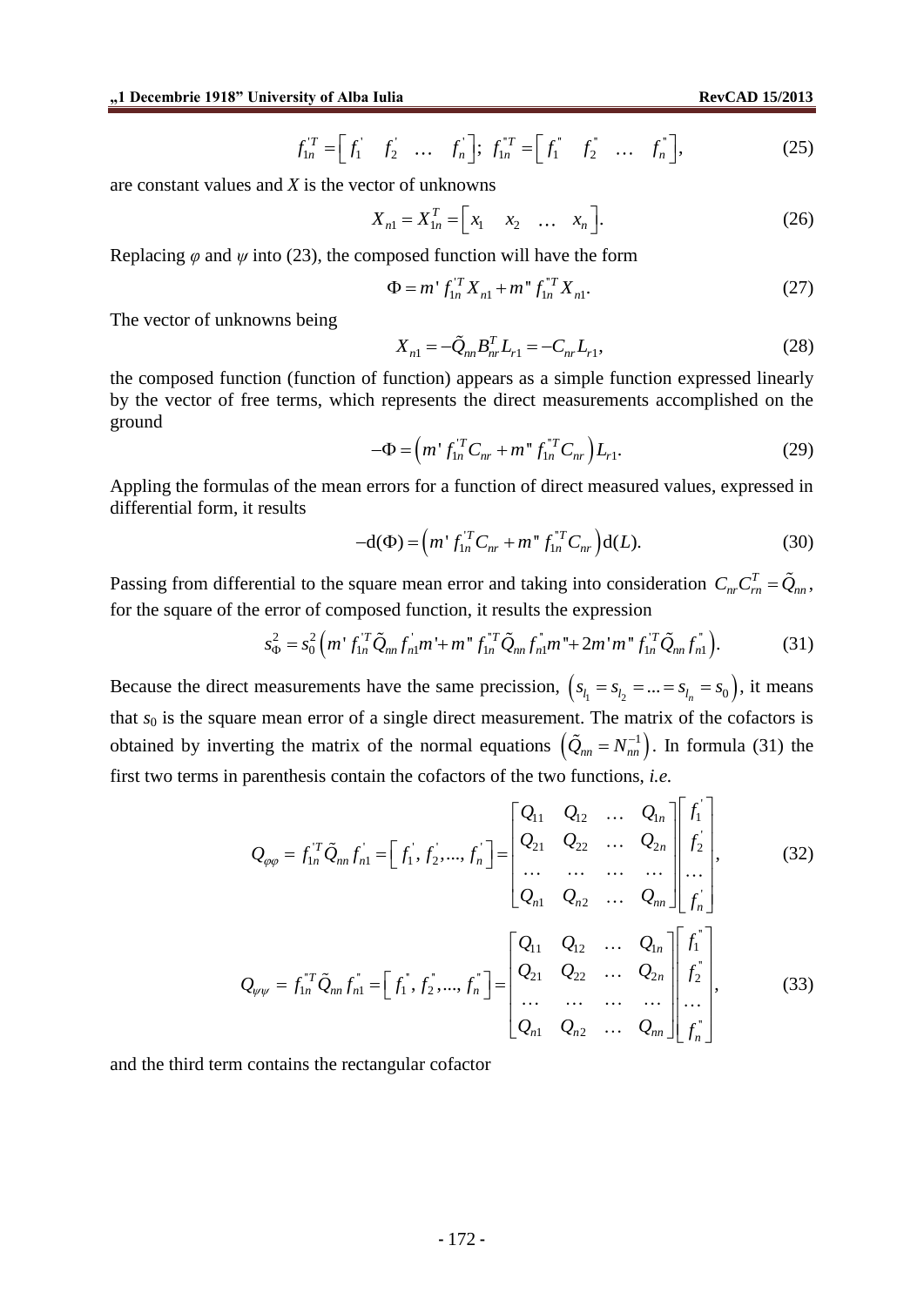$$f_{1n}^{'T} = \begin{bmatrix} f_1^{'} & f_2^{'} & \dots & f_n^{'} \end{bmatrix}; \; f_{1n}^{"T} = \begin{bmatrix} f_1^{"} & f_2^{"} & \dots & f_n^{"} \end{bmatrix}, \tag{25}$$

are constant values and $X$ is the vector of unknowns

$$X_{n1} = X_{1n}^{T} = \begin{bmatrix} x_1 & x_2 & \dots & x_n \end{bmatrix}. \tag{26}$$

Replacing $\varphi$ and $\psi$ into (23), the composed function will have the form

$$\Phi = m' \, f_{1n}^{'T} X_{n1} + m" \, f_{1n}^{"T} X_{n1}. \tag{27}$$

The vector of unknowns being

$$X_{n1} = -\tilde{Q}_{nn} B_{nr}^{T} L_{r1} = -C_{nr} L_{r1}, \tag{28}$$

the composed function (function of function) appears as a simple function expressed linearly by the vector of free terms, which represents the direct measurements accomplished on the ground

$$-\Phi = \left( m' \, f_{1n}^{'T} C_{nr} + m" \, f_{1n}^{"T} C_{nr} \right) L_{r1}. \tag{29}$$

Appling the formulas of the mean errors for a function of direct measured values, expressed in differential form, it results

$$-\mathrm{d}(\Phi) = \left( m' \, f_{1n}^{'T} C_{nr} + m" \, f_{1n}^{"T} C_{nr} \right) \mathrm{d}(L). \tag{30}$$

Passing from differential to the square mean error and taking into consideration $C_{nr} C_{rn}^{T} = \tilde{Q}_{nn}$, for the square of the error of composed function, it results the expression

$$s_{\Phi}^{2} = s_0^2 \left( m' \, f_{1n}^{'T} \tilde{Q}_{nn} f_{n1}^{'} m' + m" \, f_{1n}^{"T} \tilde{Q}_{nn} f_{n1}^{"} m" + 2m' m" \, f_{1n}^{'T} \tilde{Q}_{nn} f_{n1}^{"} \right). \tag{31}$$

Because the direct measurements have the same precission, $\left( s_{l_1} = s_{l_2} = ... = s_{l_n} = s_0 \right)$, it means that $s_0$ is the square mean error of a single direct measurement. The matrix of the cofactors is obtained by inverting the matrix of the normal equations $\left( \tilde{Q}_{nn} = N_{nn}^{-1} \right)$. In formula (31) the first two terms in parenthesis contain the cofactors of the two functions, *i.e.*

$$Q_{\varphi\varphi} = f_{1n}^{'T} \tilde{Q}_{nn} f_{n1}^{'} = \left[ f_1^{'}, f_2^{'}, ..., f_n^{'} \right] = \begin{bmatrix} Q_{11} & Q_{12} & \dots & Q_{1n} \\ Q_{21} & Q_{22} & \dots & Q_{2n} \\ \dots & \dots & \dots & \dots \\ Q_{n1} & Q_{n2} & \dots & Q_{nn} \end{bmatrix} \begin{bmatrix} f_1^{'} \\ f_2^{'} \\ \dots \\ f_n^{'} \end{bmatrix}, \tag{32}$$

$$Q_{\psi\psi} = f_{1n}^{"T} \tilde{Q}_{nn} f_{n1}^{"} = \left[ f_1^{"}, f_2^{"}, ..., f_n^{"} \right] = \begin{bmatrix} Q_{11} & Q_{12} & \dots & Q_{1n} \\ Q_{21} & Q_{22} & \dots & Q_{2n} \\ \dots & \dots & \dots & \dots \\ Q_{n1} & Q_{n2} & \dots & Q_{nn} \end{bmatrix} \begin{bmatrix} f_1^{"} \\ f_2^{"} \\ \dots \\ f_n^{"} \end{bmatrix}, \tag{33}$$

and the third term contains the rectangular cofactor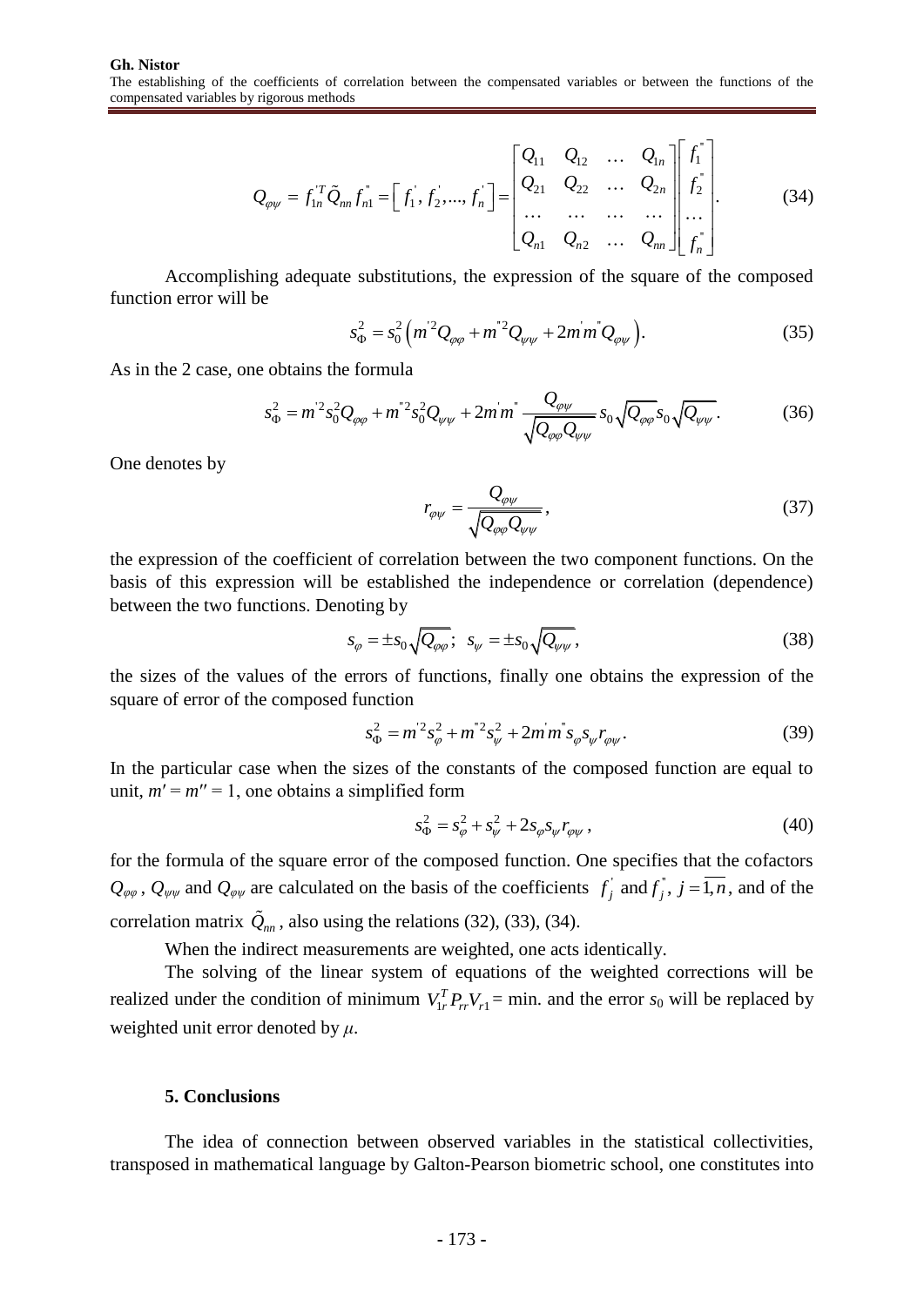$$Q_{\varphi\psi} = f_{1n}^{'T}\tilde{Q}_{nn}f_{n1}^{"} = \left[ f_1^{'}, f_2^{'}, ..., f_n^{'} \right] = \begin{bmatrix} Q_{11} & Q_{12} & \dots & Q_{1n} \\ Q_{21} & Q_{22} & \dots & Q_{2n} \\ \dots & \dots & \dots & \dots \\ Q_{n1} & Q_{n2} & \dots & Q_{nn} \end{bmatrix} \begin{bmatrix} f_1^{"} \\ f_2^{"} \\ \dots \\ f_n^{"} \end{bmatrix}. \tag{34}$$

Accomplishing adequate substitutions, the expression of the square of the composed function error will be

$$s_{\Phi}^2 = s_0^2\left( m^{'2}Q_{\varphi\varphi} + m^{"2}Q_{\psi\psi} + 2m^{'}m^{"}Q_{\varphi\psi} \right). \tag{35}$$

As in the 2 case, one obtains the formula

$$s_{\Phi}^2 = m^{'2}s_0^2Q_{\varphi\varphi} + m^{"2}s_0^2Q_{\psi\psi} + 2m^{'}m^{"}\frac{Q_{\varphi\psi}}{\sqrt{Q_{\varphi\varphi}Q_{\psi\psi}}}s_0\sqrt{Q_{\varphi\varphi}}s_0\sqrt{Q_{\psi\psi}}. \tag{36}$$

One denotes by

$$r_{\varphi\psi} = \frac{Q_{\varphi\psi}}{\sqrt{Q_{\varphi\varphi}Q_{\psi\psi}}}, \tag{37}$$

the expression of the coefficient of correlation between the two component functions. On the basis of this expression will be established the independence or correlation (dependence) between the two functions. Denoting by

$$s_{\varphi} = \pm s_0\sqrt{Q_{\varphi\varphi}};\ \ s_{\psi} = \pm s_0\sqrt{Q_{\psi\psi}}, \tag{38}$$

the sizes of the values of the errors of functions, finally one obtains the expression of the square of error of the composed function

$$s_{\Phi}^2 = m^{'2}s_{\varphi}^2 + m^{"2}s_{\psi}^2 + 2m^{'}m^{"}s_{\varphi}s_{\psi}r_{\varphi\psi}. \tag{39}$$

In the particular case when the sizes of the constants of the composed function are equal to unit, $m' = m'' = 1$, one obtains a simplified form

$$s_{\Phi}^2 = s_{\varphi}^2 + s_{\psi}^2 + 2s_{\varphi}s_{\psi}r_{\varphi\psi}, \tag{40}$$

for the formula of the square error of the composed function. One specifies that the cofactors $Q_{\varphi\varphi}$, $Q_{\psi\psi}$ and $Q_{\varphi\psi}$ are calculated on the basis of the coefficients $f_j^{'}$ and $f_j^{"}$, $j = \overline{1,n}$, and of the correlation matrix $\tilde{Q}_{nn}$, also using the relations (32), (33), (34).

When the indirect measurements are weighted, one acts identically.

The solving of the linear system of equations of the weighted corrections will be realized under the condition of minimum $V_{1r}^T P_{rr} V_{r1}$ = min. and the error $s_0$ will be replaced by weighted unit error denoted by $\mu$.

### 5. Conclusions

The idea of connection between observed variables in the statistical collectivities, transposed in mathematical language by Galton-Pearson biometric school, one constitutes into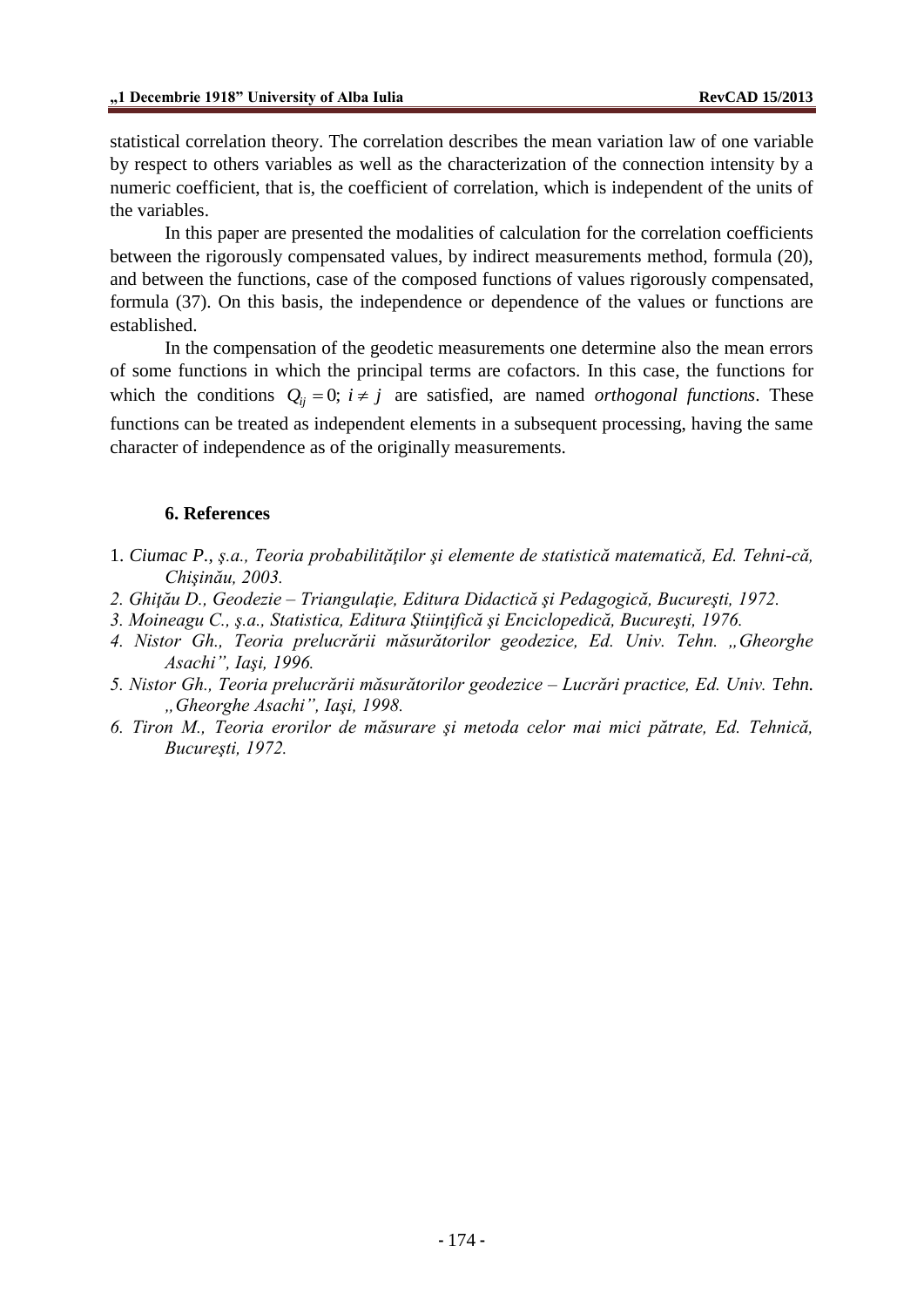statistical correlation theory. The correlation describes the mean variation law of one variable by respect to others variables as well as the characterization of the connection intensity by a numeric coefficient, that is, the coefficient of correlation, which is independent of the units of the variables.

In this paper are presented the modalities of calculation for the correlation coefficients between the rigorously compensated values, by indirect measurements method, formula (20), and between the functions, case of the composed functions of values rigorously compensated, formula (37). On this basis, the independence or dependence of the values or functions are established.

In the compensation of the geodetic measurements one determine also the mean errors of some functions in which the principal terms are cofactors. In this case, the functions for which the conditions $Q_{ij} = 0;\ i \neq j$ are satisfied, are named *orthogonal functions*. These functions can be treated as independent elements in a subsequent processing, having the same character of independence as of the originally measurements.

## 6. References

1. *Ciumac P., ş.a., Teoria probabilităţilor şi elemente de statistică matematică, Ed. Tehni-că, Chişinău, 2003.*
2. *Ghiţău D., Geodezie – Triangulaţie, Editura Didactică şi Pedagogică, Bucureşti, 1972.*
3. *Moineagu C., ş.a., Statistica, Editura Ştiinţifică şi Enciclopedică, Bucureşti, 1976.*
4. *Nistor Gh., Teoria prelucrării măsurătorilor geodezice, Ed. Univ. Tehn. „Gheorghe Asachi", Iaşi, 1996.*
5. *Nistor Gh., Teoria prelucrării măsurătorilor geodezice – Lucrări practice, Ed. Univ. Tehn. „Gheorghe Asachi", Iaşi, 1998.*
6. *Tiron M., Teoria erorilor de măsurare şi metoda celor mai mici pătrate, Ed. Tehnică, Bucureşti, 1972.*